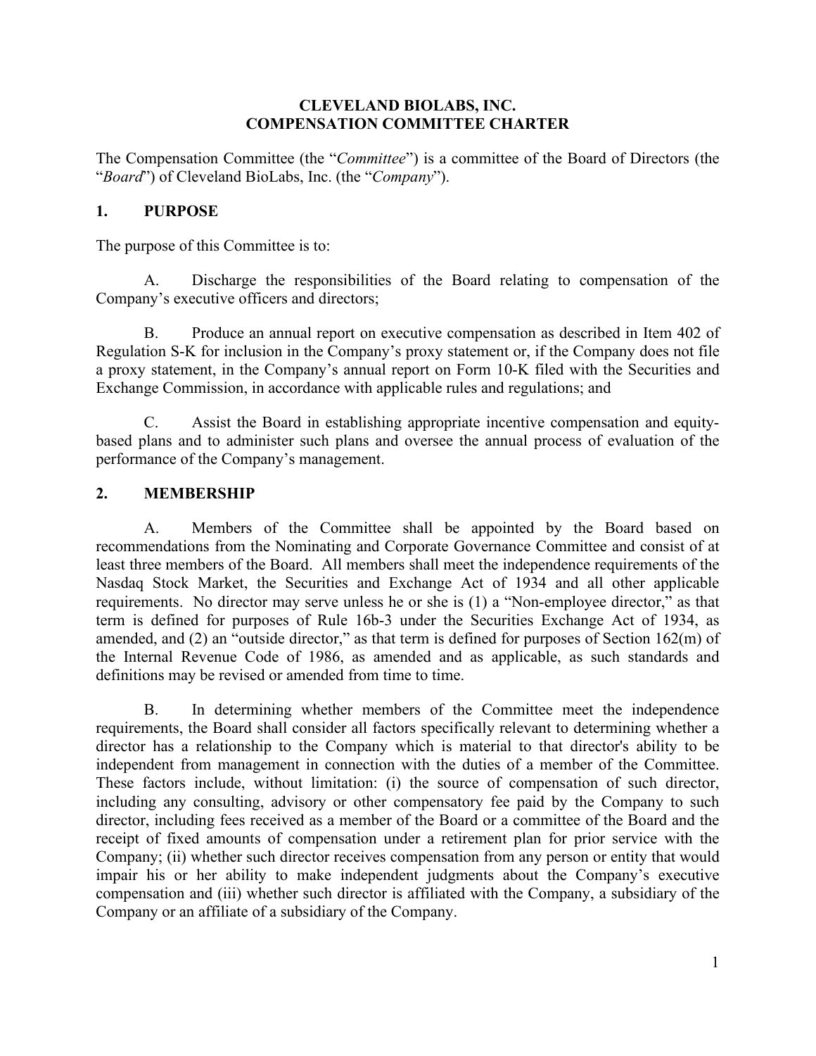# CLEVELAND BIOLABS, INC.
# COMPENSATION COMMITTEE CHARTER

The Compensation Committee (the "*Committee*") is a committee of the Board of Directors (the "*Board*") of Cleveland BioLabs, Inc. (the "*Company*").

## 1. PURPOSE

The purpose of this Committee is to:

A. Discharge the responsibilities of the Board relating to compensation of the Company's executive officers and directors;

B. Produce an annual report on executive compensation as described in Item 402 of Regulation S-K for inclusion in the Company's proxy statement or, if the Company does not file a proxy statement, in the Company's annual report on Form 10-K filed with the Securities and Exchange Commission, in accordance with applicable rules and regulations; and

C. Assist the Board in establishing appropriate incentive compensation and equity-based plans and to administer such plans and oversee the annual process of evaluation of the performance of the Company's management.

## 2. MEMBERSHIP

A. Members of the Committee shall be appointed by the Board based on recommendations from the Nominating and Corporate Governance Committee and consist of at least three members of the Board. All members shall meet the independence requirements of the Nasdaq Stock Market, the Securities and Exchange Act of 1934 and all other applicable requirements. No director may serve unless he or she is (1) a "Non-employee director," as that term is defined for purposes of Rule 16b-3 under the Securities Exchange Act of 1934, as amended, and (2) an "outside director," as that term is defined for purposes of Section 162(m) of the Internal Revenue Code of 1986, as amended and as applicable, as such standards and definitions may be revised or amended from time to time.

B. In determining whether members of the Committee meet the independence requirements, the Board shall consider all factors specifically relevant to determining whether a director has a relationship to the Company which is material to that director's ability to be independent from management in connection with the duties of a member of the Committee. These factors include, without limitation: (i) the source of compensation of such director, including any consulting, advisory or other compensatory fee paid by the Company to such director, including fees received as a member of the Board or a committee of the Board and the receipt of fixed amounts of compensation under a retirement plan for prior service with the Company; (ii) whether such director receives compensation from any person or entity that would impair his or her ability to make independent judgments about the Company's executive compensation and (iii) whether such director is affiliated with the Company, a subsidiary of the Company or an affiliate of a subsidiary of the Company.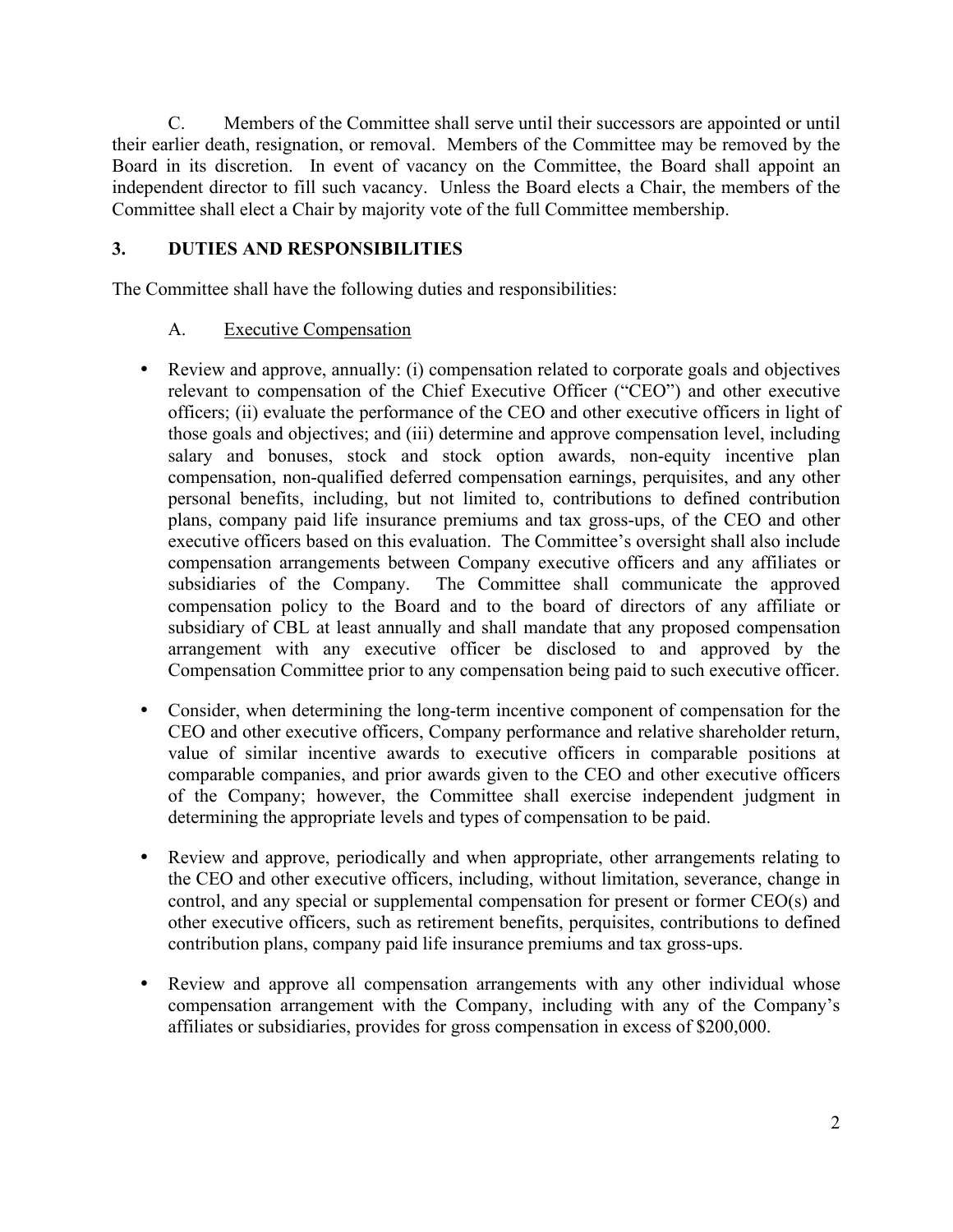C. Members of the Committee shall serve until their successors are appointed or until their earlier death, resignation, or removal. Members of the Committee may be removed by the Board in its discretion. In event of vacancy on the Committee, the Board shall appoint an independent director to fill such vacancy. Unless the Board elects a Chair, the members of the Committee shall elect a Chair by majority vote of the full Committee membership.

## 3. DUTIES AND RESPONSIBILITIES

The Committee shall have the following duties and responsibilities:

A. Executive Compensation

- Review and approve, annually: (i) compensation related to corporate goals and objectives relevant to compensation of the Chief Executive Officer ("CEO") and other executive officers; (ii) evaluate the performance of the CEO and other executive officers in light of those goals and objectives; and (iii) determine and approve compensation level, including salary and bonuses, stock and stock option awards, non-equity incentive plan compensation, non-qualified deferred compensation earnings, perquisites, and any other personal benefits, including, but not limited to, contributions to defined contribution plans, company paid life insurance premiums and tax gross-ups, of the CEO and other executive officers based on this evaluation. The Committee's oversight shall also include compensation arrangements between Company executive officers and any affiliates or subsidiaries of the Company. The Committee shall communicate the approved compensation policy to the Board and to the board of directors of any affiliate or subsidiary of CBL at least annually and shall mandate that any proposed compensation arrangement with any executive officer be disclosed to and approved by the Compensation Committee prior to any compensation being paid to such executive officer.
- Consider, when determining the long-term incentive component of compensation for the CEO and other executive officers, Company performance and relative shareholder return, value of similar incentive awards to executive officers in comparable positions at comparable companies, and prior awards given to the CEO and other executive officers of the Company; however, the Committee shall exercise independent judgment in determining the appropriate levels and types of compensation to be paid.
- Review and approve, periodically and when appropriate, other arrangements relating to the CEO and other executive officers, including, without limitation, severance, change in control, and any special or supplemental compensation for present or former CEO(s) and other executive officers, such as retirement benefits, perquisites, contributions to defined contribution plans, company paid life insurance premiums and tax gross-ups.
- Review and approve all compensation arrangements with any other individual whose compensation arrangement with the Company, including with any of the Company's affiliates or subsidiaries, provides for gross compensation in excess of $200,000.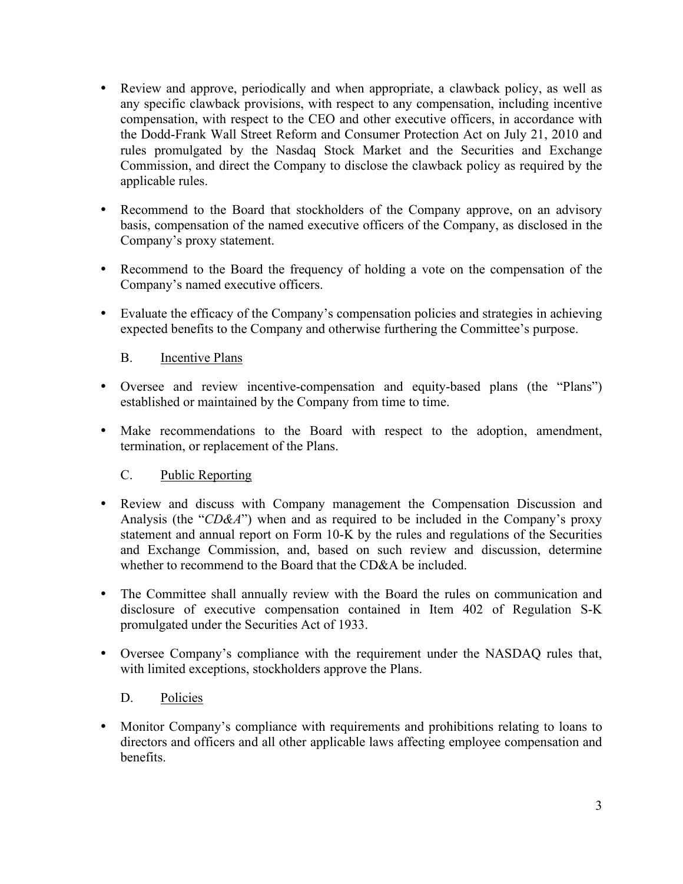- Review and approve, periodically and when appropriate, a clawback policy, as well as any specific clawback provisions, with respect to any compensation, including incentive compensation, with respect to the CEO and other executive officers, in accordance with the Dodd-Frank Wall Street Reform and Consumer Protection Act on July 21, 2010 and rules promulgated by the Nasdaq Stock Market and the Securities and Exchange Commission, and direct the Company to disclose the clawback policy as required by the applicable rules.

- Recommend to the Board that stockholders of the Company approve, on an advisory basis, compensation of the named executive officers of the Company, as disclosed in the Company's proxy statement.

- Recommend to the Board the frequency of holding a vote on the compensation of the Company's named executive officers.

- Evaluate the efficacy of the Company's compensation policies and strategies in achieving expected benefits to the Company and otherwise furthering the Committee's purpose.

B. Incentive Plans

- Oversee and review incentive-compensation and equity-based plans (the "Plans") established or maintained by the Company from time to time.

- Make recommendations to the Board with respect to the adoption, amendment, termination, or replacement of the Plans.

C. Public Reporting

- Review and discuss with Company management the Compensation Discussion and Analysis (the "*CD&A*") when and as required to be included in the Company's proxy statement and annual report on Form 10-K by the rules and regulations of the Securities and Exchange Commission, and, based on such review and discussion, determine whether to recommend to the Board that the CD&A be included.

- The Committee shall annually review with the Board the rules on communication and disclosure of executive compensation contained in Item 402 of Regulation S-K promulgated under the Securities Act of 1933.

- Oversee Company's compliance with the requirement under the NASDAQ rules that, with limited exceptions, stockholders approve the Plans.

D. Policies

- Monitor Company's compliance with requirements and prohibitions relating to loans to directors and officers and all other applicable laws affecting employee compensation and benefits.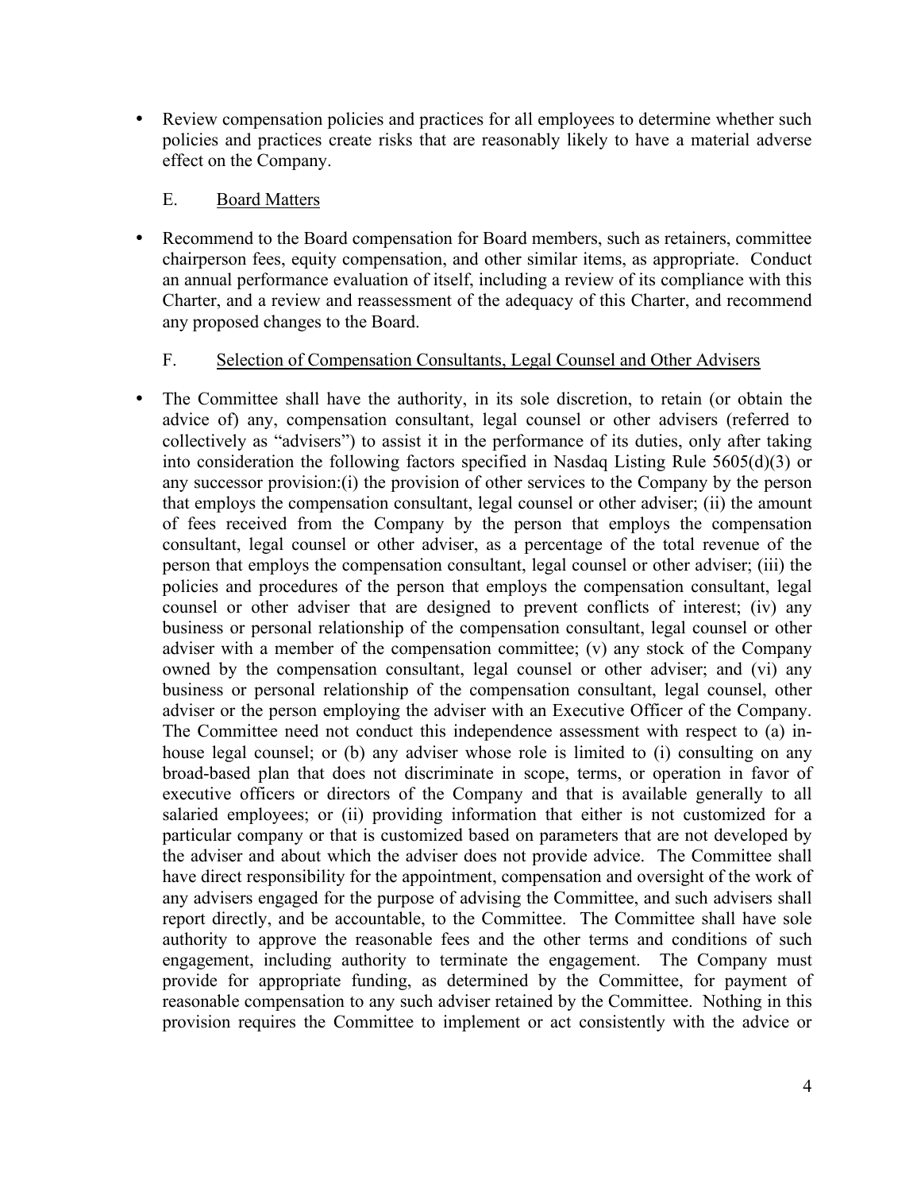- Review compensation policies and practices for all employees to determine whether such policies and practices create risks that are reasonably likely to have a material adverse effect on the Company.

### E. Board Matters

- Recommend to the Board compensation for Board members, such as retainers, committee chairperson fees, equity compensation, and other similar items, as appropriate. Conduct an annual performance evaluation of itself, including a review of its compliance with this Charter, and a review and reassessment of the adequacy of this Charter, and recommend any proposed changes to the Board.

### F. Selection of Compensation Consultants, Legal Counsel and Other Advisers

- The Committee shall have the authority, in its sole discretion, to retain (or obtain the advice of) any, compensation consultant, legal counsel or other advisers (referred to collectively as "advisers") to assist it in the performance of its duties, only after taking into consideration the following factors specified in Nasdaq Listing Rule 5605(d)(3) or any successor provision:(i) the provision of other services to the Company by the person that employs the compensation consultant, legal counsel or other adviser; (ii) the amount of fees received from the Company by the person that employs the compensation consultant, legal counsel or other adviser, as a percentage of the total revenue of the person that employs the compensation consultant, legal counsel or other adviser; (iii) the policies and procedures of the person that employs the compensation consultant, legal counsel or other adviser that are designed to prevent conflicts of interest; (iv) any business or personal relationship of the compensation consultant, legal counsel or other adviser with a member of the compensation committee; (v) any stock of the Company owned by the compensation consultant, legal counsel or other adviser; and (vi) any business or personal relationship of the compensation consultant, legal counsel, other adviser or the person employing the adviser with an Executive Officer of the Company. The Committee need not conduct this independence assessment with respect to (a) in-house legal counsel; or (b) any adviser whose role is limited to (i) consulting on any broad-based plan that does not discriminate in scope, terms, or operation in favor of executive officers or directors of the Company and that is available generally to all salaried employees; or (ii) providing information that either is not customized for a particular company or that is customized based on parameters that are not developed by the adviser and about which the adviser does not provide advice. The Committee shall have direct responsibility for the appointment, compensation and oversight of the work of any advisers engaged for the purpose of advising the Committee, and such advisers shall report directly, and be accountable, to the Committee. The Committee shall have sole authority to approve the reasonable fees and the other terms and conditions of such engagement, including authority to terminate the engagement. The Company must provide for appropriate funding, as determined by the Committee, for payment of reasonable compensation to any such adviser retained by the Committee. Nothing in this provision requires the Committee to implement or act consistently with the advice or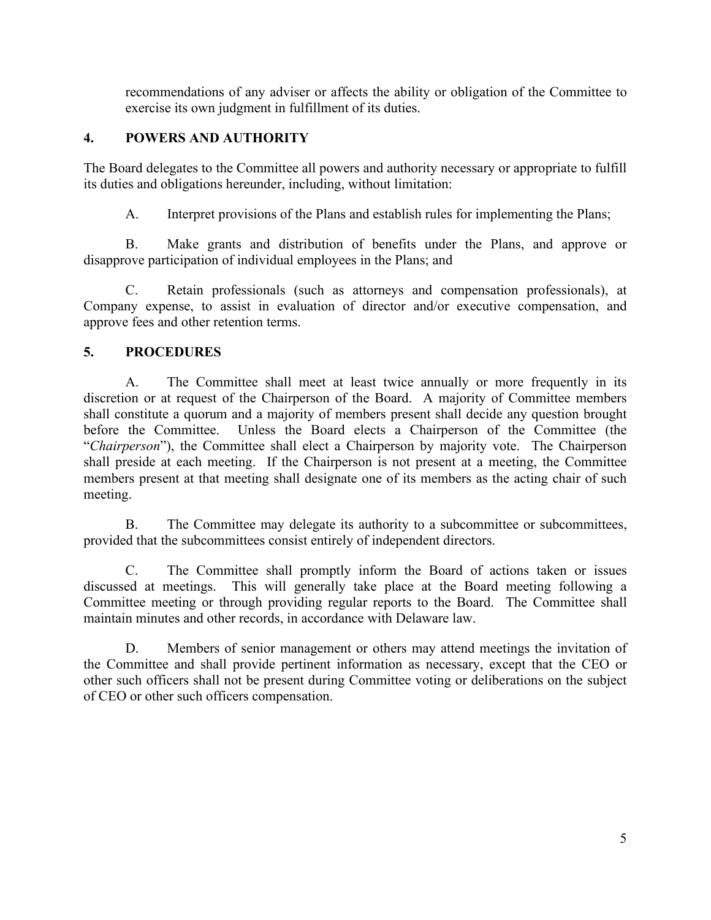recommendations of any adviser or affects the ability or obligation of the Committee to exercise its own judgment in fulfillment of its duties.

## 4. POWERS AND AUTHORITY

The Board delegates to the Committee all powers and authority necessary or appropriate to fulfill its duties and obligations hereunder, including, without limitation:

A. Interpret provisions of the Plans and establish rules for implementing the Plans;

B. Make grants and distribution of benefits under the Plans, and approve or disapprove participation of individual employees in the Plans; and

C. Retain professionals (such as attorneys and compensation professionals), at Company expense, to assist in evaluation of director and/or executive compensation, and approve fees and other retention terms.

## 5. PROCEDURES

A. The Committee shall meet at least twice annually or more frequently in its discretion or at request of the Chairperson of the Board. A majority of Committee members shall constitute a quorum and a majority of members present shall decide any question brought before the Committee. Unless the Board elects a Chairperson of the Committee (the "*Chairperson*"), the Committee shall elect a Chairperson by majority vote. The Chairperson shall preside at each meeting. If the Chairperson is not present at a meeting, the Committee members present at that meeting shall designate one of its members as the acting chair of such meeting.

B. The Committee may delegate its authority to a subcommittee or subcommittees, provided that the subcommittees consist entirely of independent directors.

C. The Committee shall promptly inform the Board of actions taken or issues discussed at meetings. This will generally take place at the Board meeting following a Committee meeting or through providing regular reports to the Board. The Committee shall maintain minutes and other records, in accordance with Delaware law.

D. Members of senior management or others may attend meetings the invitation of the Committee and shall provide pertinent information as necessary, except that the CEO or other such officers shall not be present during Committee voting or deliberations on the subject of CEO or other such officers compensation.